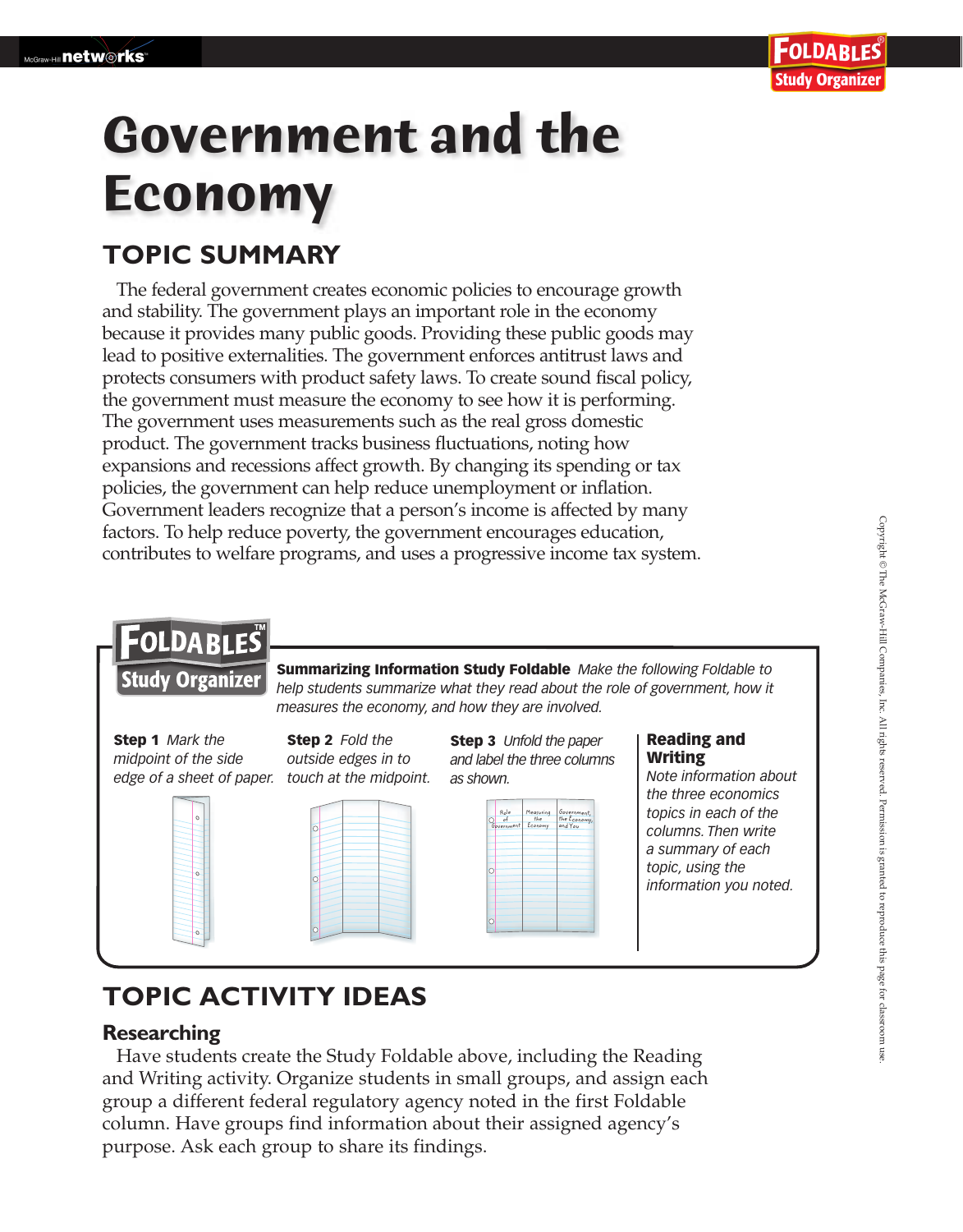# Government and the Economy

## TOPIC SUMMARY

The federal government creates economic policies to encourage growth and stability. The government plays an important role in the economy because it provides many public goods. Providing these public goods may lead to positive externalities. The government enforces antitrust laws and protects consumers with product safety laws. To create sound fiscal policy, the government must measure the economy to see how it is performing. The government uses measurements such as the real gross domestic product. The government tracks business fluctuations, noting how expansions and recessions affect growth. By changing its spending or tax policies, the government can help reduce unemployment or inflation. Government leaders recognize that a person's income is affected by many factors. To help reduce poverty, the government encourages education, contributes to welfare programs, and uses a progressive income tax system.

**FOLDABLES Study Organizer**

**Summarizing Information Study Foldable** *Make the following Foldable to help students summarize what they read about the role of government, how it measures the economy, and how they are involved.*

**Step 1** *Mark the midpoint of the side edge of a sheet of paper.*

**Step 2** *Fold the outside edges in to touch at the midpoint.*

**Step 3** *Unfold the paper and label the three columns as shown.*

Role of Government | Measuring the Economy | Government, the Economy, and You

**Reading and Writing**
*Note information about the three economics topics in each of the columns. Then write a summary of each topic, using the information you noted.*

## TOPIC ACTIVITY IDEAS

### Researching

Have students create the Study Foldable above, including the Reading and Writing activity. Organize students in small groups, and assign each group a different federal regulatory agency noted in the first Foldable column. Have groups find information about their assigned agency's purpose. Ask each group to share its findings.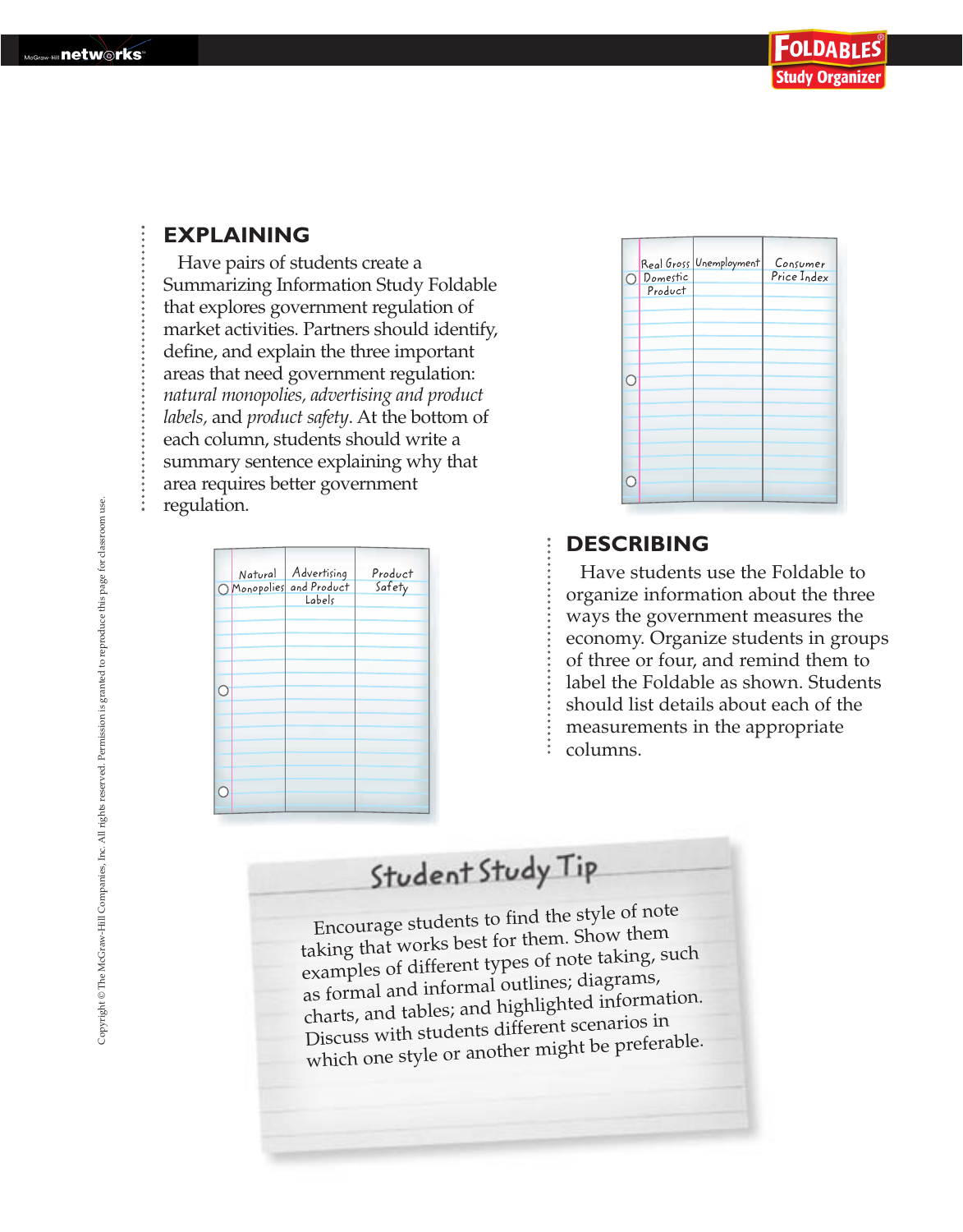## EXPLAINING

Have pairs of students create a Summarizing Information Study Foldable that explores government regulation of market activities. Partners should identify, define, and explain the three important areas that need government regulation: *natural monopolies, advertising and product labels*, and *product safety*. At the bottom of each column, students should write a summary sentence explaining why that area requires better government regulation.

| Natural Monopolies | Advertising and Product Labels | Product Safety |
|---|---|---|

## DESCRIBING

Have students use the Foldable to organize information about the three ways the government measures the economy. Organize students in groups of three or four, and remind them to label the Foldable as shown. Students should list details about each of the measurements in the appropriate columns.

| Real Gross Domestic Product | Unemployment | Consumer Price Index |
|---|---|---|

### Student Study Tip

Encourage students to find the style of note taking that works best for them. Show them examples of different types of note taking, such as formal and informal outlines; diagrams, charts, and tables; and highlighted information. Discuss with students different scenarios in which one style or another might be preferable.